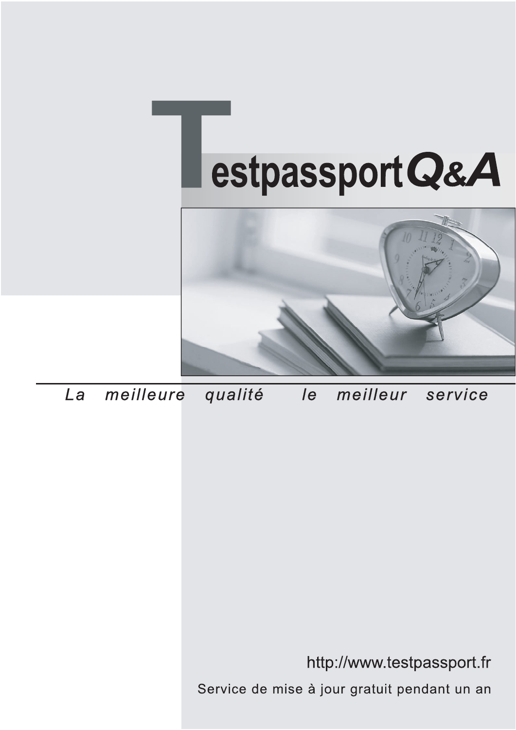# TestpassportQ&A

*La meilleure qualité le meilleur service*

http://www.testpassport.fr

Service de mise à jour gratuit pendant un an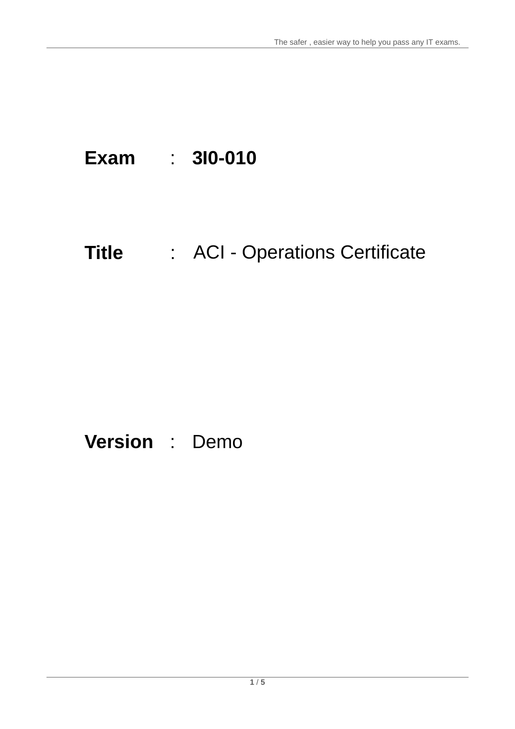**Exam** : **3I0-010**

**Title** : ACI - Operations Certificate

**Version** : Demo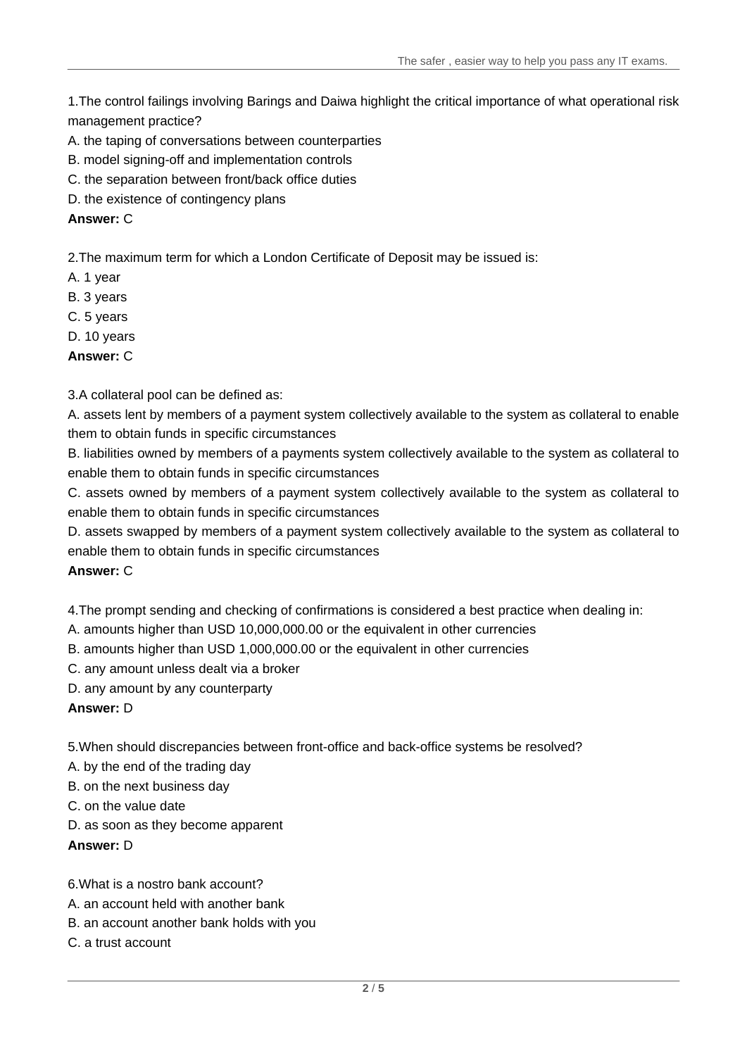1.The control failings involving Barings and Daiwa highlight the critical importance of what operational risk management practice?

A. the taping of conversations between counterparties
B. model signing-off and implementation controls
C. the separation between front/back office duties
D. the existence of contingency plans

**Answer:** C

2.The maximum term for which a London Certificate of Deposit may be issued is:

A. 1 year
B. 3 years
C. 5 years
D. 10 years

**Answer:** C

3.A collateral pool can be defined as:

A. assets lent by members of a payment system collectively available to the system as collateral to enable them to obtain funds in specific circumstances
B. liabilities owned by members of a payments system collectively available to the system as collateral to enable them to obtain funds in specific circumstances
C. assets owned by members of a payment system collectively available to the system as collateral to enable them to obtain funds in specific circumstances
D. assets swapped by members of a payment system collectively available to the system as collateral to enable them to obtain funds in specific circumstances

**Answer:** C

4.The prompt sending and checking of confirmations is considered a best practice when dealing in:

A. amounts higher than USD 10,000,000.00 or the equivalent in other currencies
B. amounts higher than USD 1,000,000.00 or the equivalent in other currencies
C. any amount unless dealt via a broker
D. any amount by any counterparty

**Answer:** D

5.When should discrepancies between front-office and back-office systems be resolved?

A. by the end of the trading day
B. on the next business day
C. on the value date
D. as soon as they become apparent

**Answer:** D

6.What is a nostro bank account?

A. an account held with another bank
B. an account another bank holds with you
C. a trust account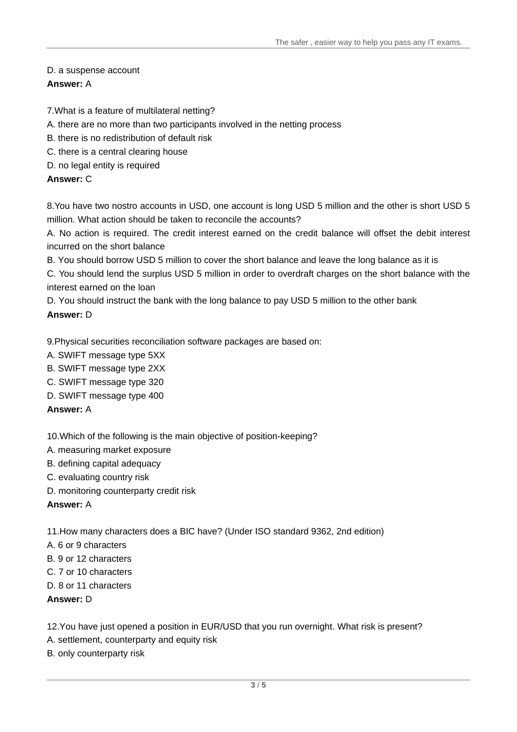D. a suspense account

**Answer:** A

7.What is a feature of multilateral netting?

A. there are no more than two participants involved in the netting process

B. there is no redistribution of default risk

C. there is a central clearing house

D. no legal entity is required

**Answer:** C

8.You have two nostro accounts in USD, one account is long USD 5 million and the other is short USD 5 million. What action should be taken to reconcile the accounts?

A. No action is required. The credit interest earned on the credit balance will offset the debit interest incurred on the short balance

B. You should borrow USD 5 million to cover the short balance and leave the long balance as it is

C. You should lend the surplus USD 5 million in order to overdraft charges on the short balance with the interest earned on the loan

D. You should instruct the bank with the long balance to pay USD 5 million to the other bank

**Answer:** D

9.Physical securities reconciliation software packages are based on:

A. SWIFT message type 5XX

B. SWIFT message type 2XX

C. SWIFT message type 320

D. SWIFT message type 400

**Answer:** A

10.Which of the following is the main objective of position-keeping?

A. measuring market exposure

B. defining capital adequacy

C. evaluating country risk

D. monitoring counterparty credit risk

**Answer:** A

11.How many characters does a BIC have? (Under ISO standard 9362, 2nd edition)

A. 6 or 9 characters

B. 9 or 12 characters

C. 7 or 10 characters

D. 8 or 11 characters

**Answer:** D

12.You have just opened a position in EUR/USD that you run overnight. What risk is present?

A. settlement, counterparty and equity risk

B. only counterparty risk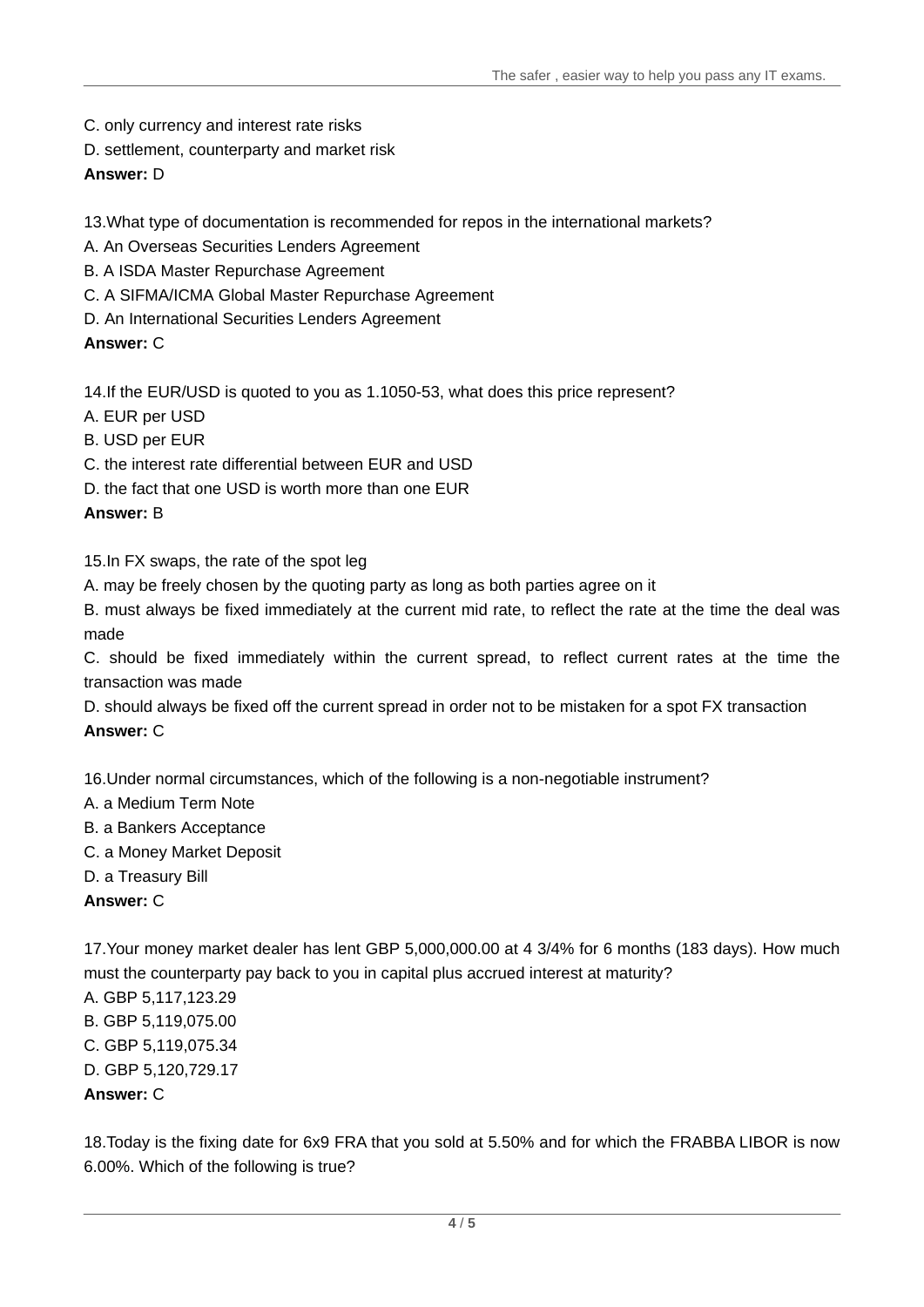C. only currency and interest rate risks

D. settlement, counterparty and market risk

**Answer:** D

13.What type of documentation is recommended for repos in the international markets?

A. An Overseas Securities Lenders Agreement

B. A ISDA Master Repurchase Agreement

C. A SIFMA/ICMA Global Master Repurchase Agreement

D. An International Securities Lenders Agreement

**Answer:** C

14.If the EUR/USD is quoted to you as 1.1050-53, what does this price represent?

A. EUR per USD

B. USD per EUR

C. the interest rate differential between EUR and USD

D. the fact that one USD is worth more than one EUR

**Answer:** B

15.In FX swaps, the rate of the spot leg

A. may be freely chosen by the quoting party as long as both parties agree on it

B. must always be fixed immediately at the current mid rate, to reflect the rate at the time the deal was made

C. should be fixed immediately within the current spread, to reflect current rates at the time the transaction was made

D. should always be fixed off the current spread in order not to be mistaken for a spot FX transaction

**Answer:** C

16.Under normal circumstances, which of the following is a non-negotiable instrument?

A. a Medium Term Note

B. a Bankers Acceptance

C. a Money Market Deposit

D. a Treasury Bill

**Answer:** C

17.Your money market dealer has lent GBP 5,000,000.00 at 4 3/4% for 6 months (183 days). How much must the counterparty pay back to you in capital plus accrued interest at maturity?

A. GBP 5,117,123.29

B. GBP 5,119,075.00

C. GBP 5,119,075.34

D. GBP 5,120,729.17

**Answer:** C

18.Today is the fixing date for 6x9 FRA that you sold at 5.50% and for which the FRABBA LIBOR is now 6.00%. Which of the following is true?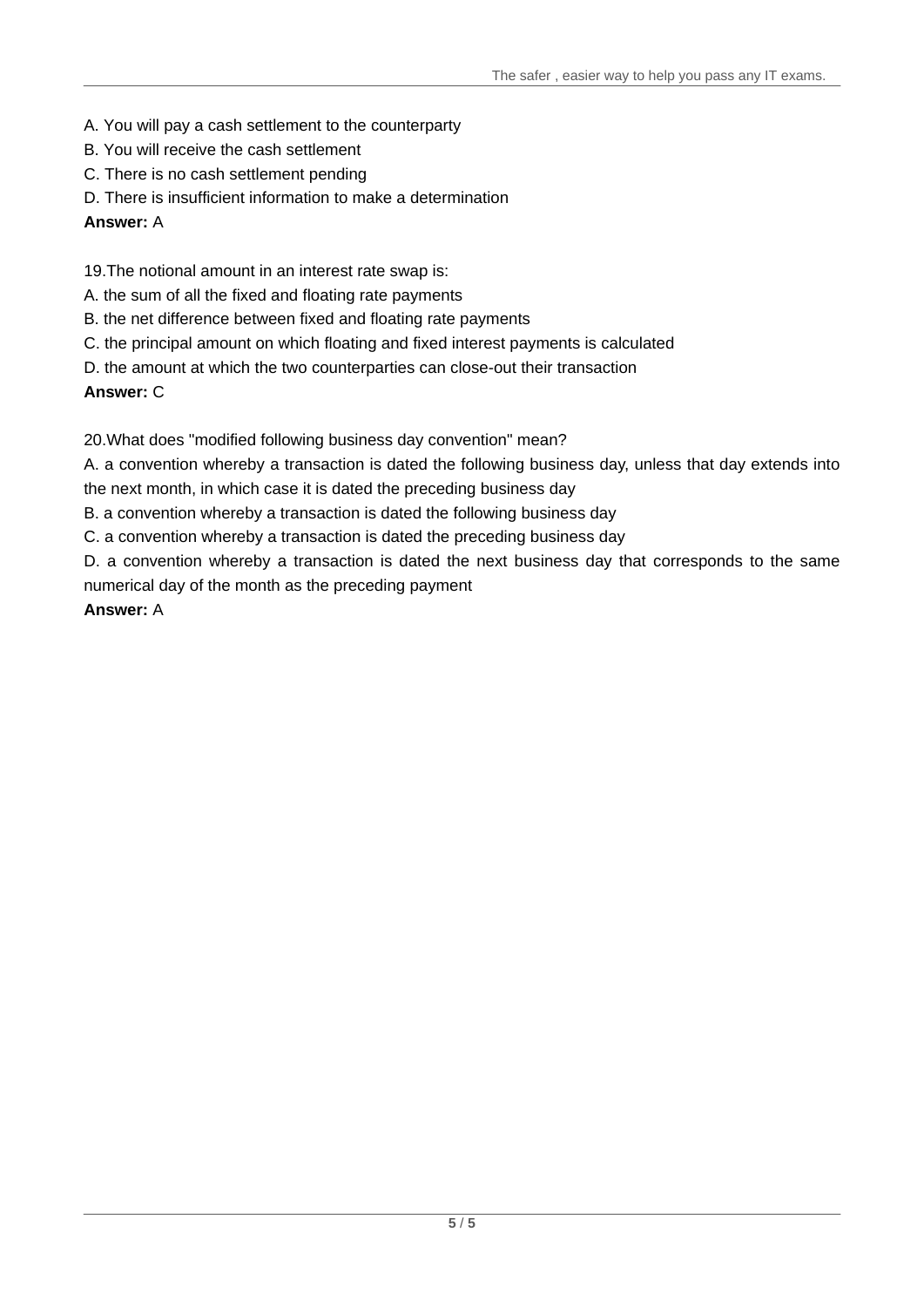A. You will pay a cash settlement to the counterparty

B. You will receive the cash settlement

C. There is no cash settlement pending

D. There is insufficient information to make a determination

**Answer:** A

19.The notional amount in an interest rate swap is:

A. the sum of all the fixed and floating rate payments

B. the net difference between fixed and floating rate payments

C. the principal amount on which floating and fixed interest payments is calculated

D. the amount at which the two counterparties can close-out their transaction

**Answer:** C

20.What does "modified following business day convention" mean?

A. a convention whereby a transaction is dated the following business day, unless that day extends into the next month, in which case it is dated the preceding business day

B. a convention whereby a transaction is dated the following business day

C. a convention whereby a transaction is dated the preceding business day

D. a convention whereby a transaction is dated the next business day that corresponds to the same numerical day of the month as the preceding payment

**Answer:** A